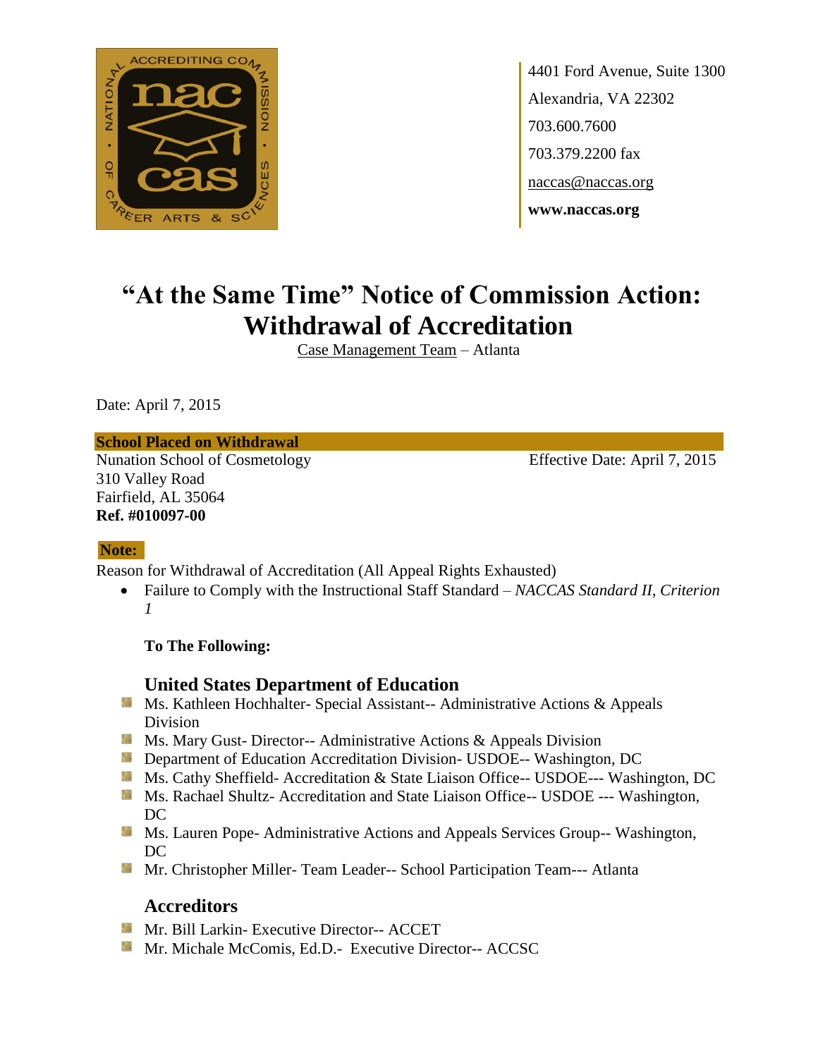4401 Ford Avenue, Suite 1300
Alexandria, VA 22302
703.600.7600
703.379.2200 fax
naccas@naccas.org
**www.naccas.org**

# "At the Same Time" Notice of Commission Action: Withdrawal of Accreditation

Case Management Team – Atlanta

Date: April 7, 2015

**School Placed on Withdrawal**

Nunation School of Cosmetology
310 Valley Road
Fairfield, AL 35064
**Ref. #010097-00**

Effective Date: April 7, 2015

**Note:**

Reason for Withdrawal of Accreditation (All Appeal Rights Exhausted)

- Failure to Comply with the Instructional Staff Standard – *NACCAS Standard II, Criterion 1*

**To The Following:**

### United States Department of Education

- Ms. Kathleen Hochhalter- Special Assistant-- Administrative Actions & Appeals Division
- Ms. Mary Gust- Director-- Administrative Actions & Appeals Division
- Department of Education Accreditation Division- USDOE-- Washington, DC
- Ms. Cathy Sheffield- Accreditation & State Liaison Office-- USDOE--- Washington, DC
- Ms. Rachael Shultz- Accreditation and State Liaison Office-- USDOE --- Washington, DC
- Ms. Lauren Pope- Administrative Actions and Appeals Services Group-- Washington, DC
- Mr. Christopher Miller- Team Leader-- School Participation Team--- Atlanta

### Accreditors

- Mr. Bill Larkin- Executive Director-- ACCET
- Mr. Michale McComis, Ed.D.- Executive Director-- ACCSC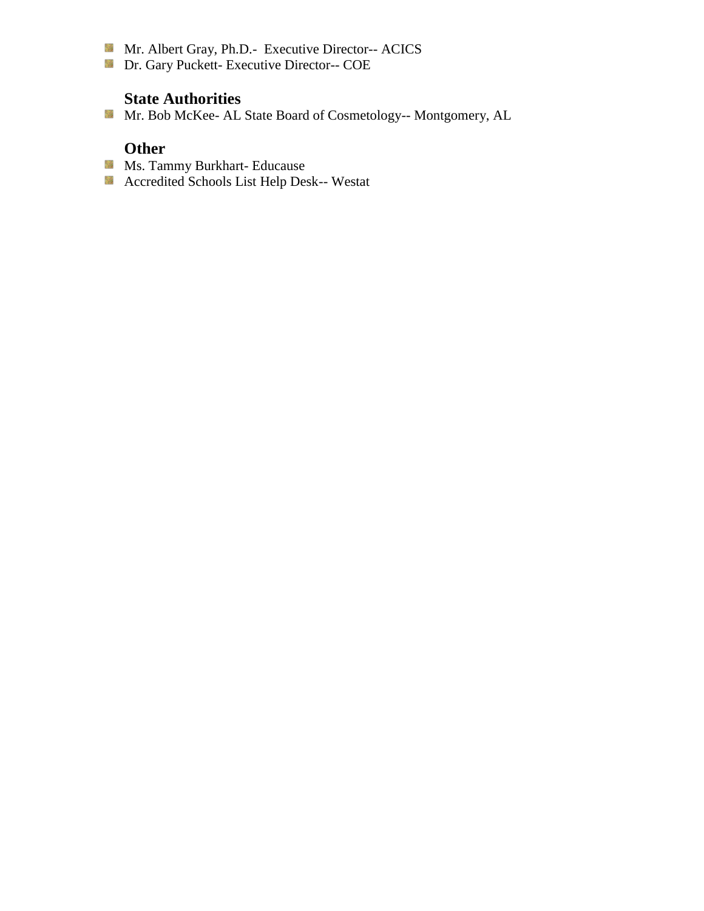- Mr. Albert Gray, Ph.D.-  Executive Director-- ACICS
- Dr. Gary Puckett- Executive Director-- COE

### State Authorities

- Mr. Bob McKee- AL State Board of Cosmetology-- Montgomery, AL

### Other

- Ms. Tammy Burkhart- Educause
- Accredited Schools List Help Desk-- Westat